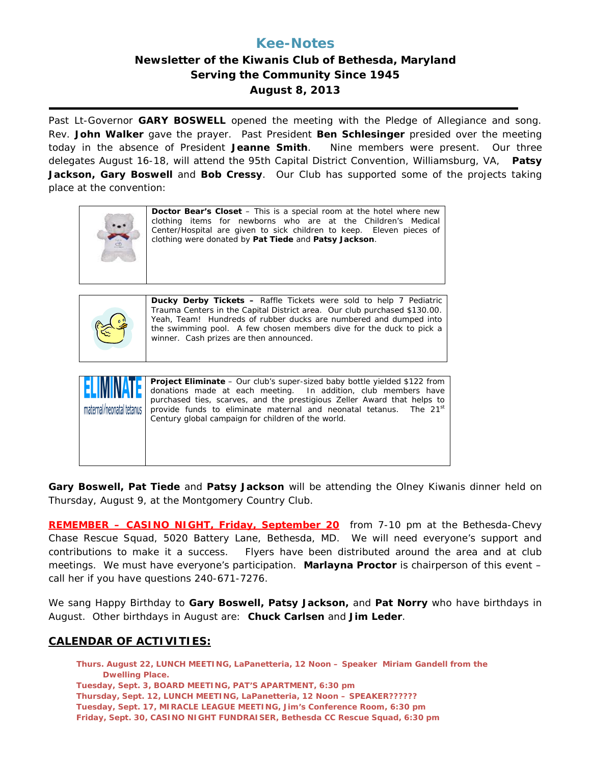# Kee-Notes

## Newsletter of the Kiwanis Club of Bethesda, Maryland
## Serving the Community Since 1945
## August 8, 2013

---

Past Lt-Governor **GARY BOSWELL** opened the meeting with the Pledge of Allegiance and song. Rev. **John Walker** gave the prayer. Past President **Ben Schlesinger** presided over the meeting today in the absence of President **Jeanne Smith**. Nine members were present. Our three delegates August 16-18, will attend the 95th Capital District Convention, Williamsburg, VA, **Patsy Jackson, Gary Boswell** and **Bob Cressy**. Our Club has supported some of the projects taking place at the convention:

**Doctor Bear's Closet** – This is a special room at the hotel where new clothing items for newborns who are at the Children's Medical Center/Hospital are given to sick children to keep. Eleven pieces of clothing were donated by **Pat Tiede** and **Patsy Jackson**.

**Ducky Derby Tickets –** Raffle Tickets were sold to help 7 Pediatric Trauma Centers in the Capital District area. Our club purchased $130.00. Yeah, Team! Hundreds of rubber ducks are numbered and dumped into the swimming pool. A few chosen members dive for the duck to pick a winner. Cash prizes are then announced.

ELIMINATE maternal/neonatal tetanus

**Project Eliminate** – Our club's super-sized baby bottle yielded $122 from donations made at each meeting. In addition, club members have purchased ties, scarves, and the prestigious Zeller Award that helps to provide funds to eliminate maternal and neonatal tetanus. The 21st Century global campaign for children of the world.

**Gary Boswell, Pat Tiede** and **Patsy Jackson** will be attending the Olney Kiwanis dinner held on Thursday, August 9, at the Montgomery Country Club.

**REMEMBER – CASINO NIGHT, Friday, September 20** from 7-10 pm at the Bethesda-Chevy Chase Rescue Squad, 5020 Battery Lane, Bethesda, MD. We will need everyone's support and contributions to make it a success. Flyers have been distributed around the area and at club meetings. We must have everyone's participation. **Marlayna Proctor** is chairperson of this event – call her if you have questions 240-671-7276.

We sang Happy Birthday to **Gary Boswell, Patsy Jackson,** and **Pat Norry** who have birthdays in August. Other birthdays in August are: **Chuck Carlsen** and **Jim Leder**.

## CALENDAR OF ACTIVITIES:

**Thurs. August 22, LUNCH MEETING, LaPanetteria, 12 Noon – Speaker Miriam Gandell from the Dwelling Place.**
**Tuesday, Sept. 3, BOARD MEETING, PAT'S APARTMENT, 6:30 pm**
**Thursday, Sept. 12, LUNCH MEETING, LaPanetteria, 12 Noon – SPEAKER??????**
**Tuesday, Sept. 17, MIRACLE LEAGUE MEETING, Jim's Conference Room, 6:30 pm**
**Friday, Sept. 30, CASINO NIGHT FUNDRAISER, Bethesda CC Rescue Squad, 6:30 pm**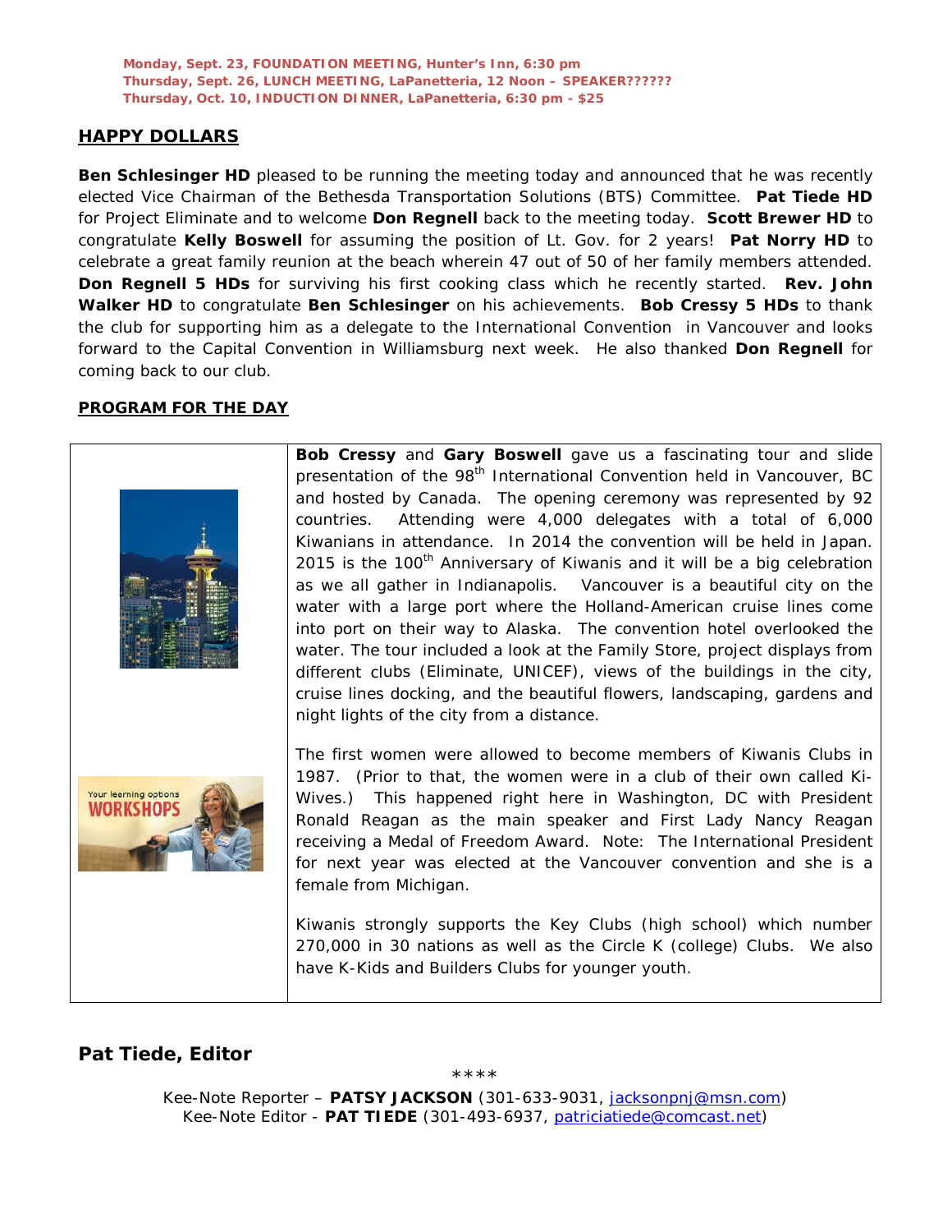**Monday, Sept. 23, FOUNDATION MEETING, Hunter's Inn, 6:30 pm**
**Thursday, Sept. 26, LUNCH MEETING, LaPanetteria, 12 Noon – SPEAKER??????**
**Thursday, Oct. 10, INDUCTION DINNER, LaPanetteria, 6:30 pm - $25**

## HAPPY DOLLARS

**Ben Schlesinger HD** pleased to be running the meeting today and announced that he was recently elected Vice Chairman of the Bethesda Transportation Solutions (BTS) Committee. **Pat Tiede HD** for Project Eliminate and to welcome **Don Regnell** back to the meeting today. **Scott Brewer HD** to congratulate **Kelly Boswell** for assuming the position of Lt. Gov. for 2 years! **Pat Norry HD** to celebrate a great family reunion at the beach wherein 47 out of 50 of her family members attended. **Don Regnell 5 HDs** for surviving his first cooking class which he recently started. **Rev. John Walker HD** to congratulate **Ben Schlesinger** on his achievements. **Bob Cressy 5 HDs** to thank the club for supporting him as a delegate to the International Convention in Vancouver and looks forward to the Capital Convention in Williamsburg next week. He also thanked **Don Regnell** for coming back to our club.

## PROGRAM FOR THE DAY

**Bob Cressy** and **Gary Boswell** gave us a fascinating tour and slide presentation of the 98th International Convention held in Vancouver, BC and hosted by Canada. The opening ceremony was represented by 92 countries. Attending were 4,000 delegates with a total of 6,000 Kiwanians in attendance. In 2014 the convention will be held in Japan. 2015 is the 100th Anniversary of Kiwanis and it will be a big celebration as we all gather in Indianapolis. Vancouver is a beautiful city on the water with a large port where the Holland-American cruise lines come into port on their way to Alaska. The convention hotel overlooked the water. The tour included a look at the Family Store, project displays from different clubs (Eliminate, UNICEF), views of the buildings in the city, cruise lines docking, and the beautiful flowers, landscaping, gardens and night lights of the city from a distance.

The first women were allowed to become members of Kiwanis Clubs in 1987. (Prior to that, the women were in a club of their own called Ki-Wives.) This happened right here in Washington, DC with President Ronald Reagan as the main speaker and First Lady Nancy Reagan receiving a Medal of Freedom Award. Note: The International President for next year was elected at the Vancouver convention and she is a female from Michigan.

Kiwanis strongly supports the Key Clubs (high school) which number 270,000 in 30 nations as well as the Circle K (college) Clubs. We also have K-Kids and Builders Clubs for younger youth.

### Pat Tiede, Editor

****

Kee-Note Reporter – **PATSY JACKSON** (301-633-9031, jacksonpnj@msn.com)
Kee-Note Editor - **PAT TIEDE** (301-493-6937, patriciatiede@comcast.net)